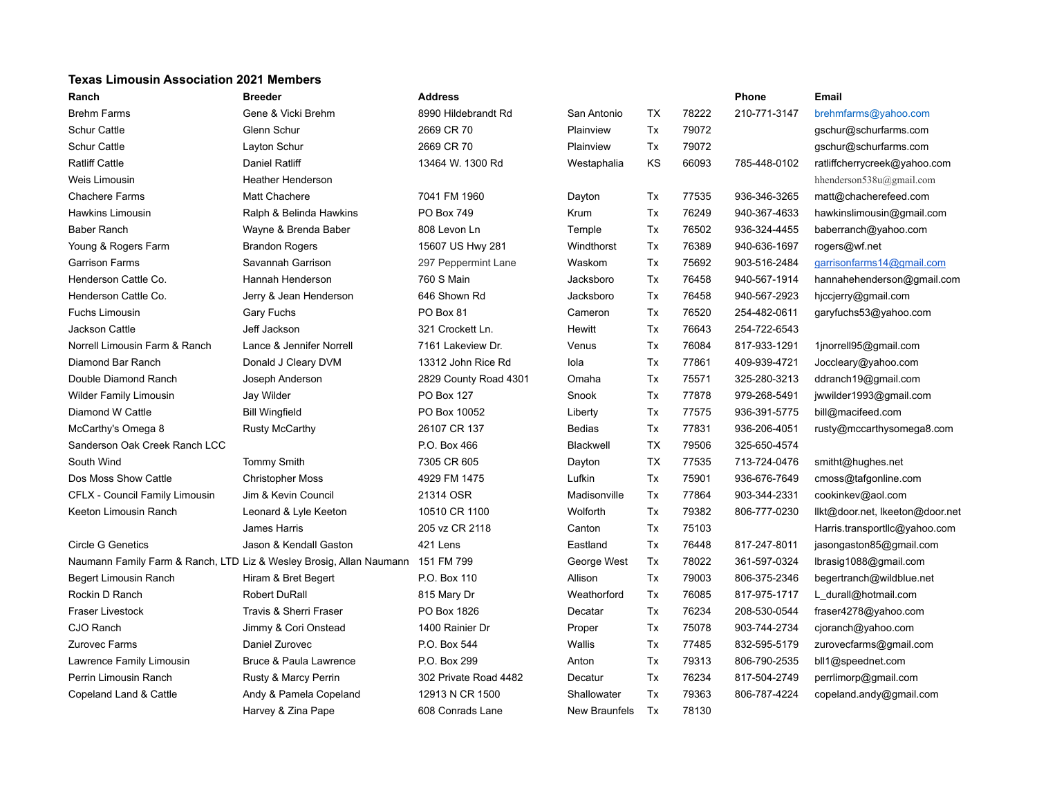**Texas Limousin Association 2021 Members**

| Ranch | Breeder | Address | | | | Phone | Email |
|---|---|---|---|---|---|---|---|
| Brehm Farms | Gene & Vicki Brehm | 8990 Hildebrandt Rd | San Antonio | TX | 78222 | 210-771-3147 | brehmfarms@yahoo.com |
| Schur Cattle | Glenn Schur | 2669 CR 70 | Plainview | Tx | 79072 | | gschur@schurfarms.com |
| Schur Cattle | Layton Schur | 2669 CR 70 | Plainview | Tx | 79072 | | gschur@schurfarms.com |
| Ratliff Cattle | Daniel Ratliff | 13464 W. 1300 Rd | Westaphalia | KS | 66093 | 785-448-0102 | ratliffcherrycreek@yahoo.com |
| Weis Limousin | Heather Henderson | | | | | | hhenderson538u@gmail.com |
| Chachere Farms | Matt Chachere | 7041 FM 1960 | Dayton | Tx | 77535 | 936-346-3265 | matt@chacherefeed.com |
| Hawkins Limousin | Ralph & Belinda Hawkins | PO Box 749 | Krum | Tx | 76249 | 940-367-4633 | hawkinslimousin@gmail.com |
| Baber Ranch | Wayne & Brenda Baber | 808 Levon Ln | Temple | Tx | 76502 | 936-324-4455 | baberranch@yahoo.com |
| Young & Rogers Farm | Brandon Rogers | 15607 US Hwy 281 | Windthorst | Tx | 76389 | 940-636-1697 | rogers@wf.net |
| Garrison Farms | Savannah Garrison | 297 Peppermint Lane | Waskom | Tx | 75692 | 903-516-2484 | garrisonfarms14@gmail.com |
| Henderson Cattle Co. | Hannah Henderson | 760 S Main | Jacksboro | Tx | 76458 | 940-567-1914 | hannahehenderson@gmail.com |
| Henderson Cattle Co. | Jerry & Jean Henderson | 646 Shown Rd | Jacksboro | Tx | 76458 | 940-567-2923 | hjccjerry@gmail.com |
| Fuchs Limousin | Gary Fuchs | PO Box 81 | Cameron | Tx | 76520 | 254-482-0611 | garyfuchs53@yahoo.com |
| Jackson Cattle | Jeff Jackson | 321 Crockett Ln. | Hewitt | Tx | 76643 | 254-722-6543 | |
| Norrell Limousin Farm & Ranch | Lance & Jennifer Norrell | 7161 Lakeview Dr. | Venus | Tx | 76084 | 817-933-1291 | 1jnorrell95@gmail.com |
| Diamond Bar Ranch | Donald J Cleary DVM | 13312 John Rice Rd | Iola | Tx | 77861 | 409-939-4721 | Joccleary@yahoo.com |
| Double Diamond Ranch | Joseph Anderson | 2829 County Road 4301 | Omaha | Tx | 75571 | 325-280-3213 | ddranch19@gmail.com |
| Wilder Family Limousin | Jay Wilder | PO Box 127 | Snook | Tx | 77878 | 979-268-5491 | jwwilder1993@gmail.com |
| Diamond W Cattle | Bill Wingfield | PO Box 10052 | Liberty | Tx | 77575 | 936-391-5775 | bill@macifeed.com |
| McCarthy's Omega 8 | Rusty McCarthy | 26107 CR 137 | Bedias | Tx | 77831 | 936-206-4051 | rusty@mccarthysomega8.com |
| Sanderson Oak Creek Ranch LCC | | P.O. Box 466 | Blackwell | TX | 79506 | 325-650-4574 | |
| South Wind | Tommy Smith | 7305 CR 605 | Dayton | TX | 77535 | 713-724-0476 | smitht@hughes.net |
| Dos Moss Show Cattle | Christopher Moss | 4929 FM 1475 | Lufkin | Tx | 75901 | 936-676-7649 | cmoss@tafgonline.com |
| CFLX - Council Family Limousin | Jim & Kevin Council | 21314 OSR | Madisonville | Tx | 77864 | 903-344-2331 | cookinkev@aol.com |
| Keeton Limousin Ranch | Leonard & Lyle Keeton | 10510 CR 1100 | Wolforth | Tx | 79382 | 806-777-0230 | llkt@door.net, lkeeton@door.net |
| | James Harris | 205 vz CR 2118 | Canton | Tx | 75103 | | Harris.transportllc@yahoo.com |
| Circle G Genetics | Jason & Kendall Gaston | 421 Lens | Eastland | Tx | 76448 | 817-247-8011 | jasongaston85@gmail.com |
| Naumann Family Farm & Ranch, LTD | Liz & Wesley Brosig, Allan Naumann | 151 FM 799 | George West | Tx | 78022 | 361-597-0324 | lbrasig1088@gmail.com |
| Begert Limousin Ranch | Hiram & Bret Begert | P.O. Box 110 | Allison | Tx | 79003 | 806-375-2346 | begertranch@wildblue.net |
| Rockin D Ranch | Robert DuRall | 815 Mary Dr | Weathorford | Tx | 76085 | 817-975-1717 | L_durall@hotmail.com |
| Fraser Livestock | Travis & Sherri Fraser | PO Box 1826 | Decatar | Tx | 76234 | 208-530-0544 | fraser4278@yahoo.com |
| CJO Ranch | Jimmy & Cori Onstead | 1400 Rainier Dr | Proper | Tx | 75078 | 903-744-2734 | cjoranch@yahoo.com |
| Zurovec Farms | Daniel Zurovec | P.O. Box 544 | Wallis | Tx | 77485 | 832-595-5179 | zurovecfarms@gmail.com |
| Lawrence Family Limousin | Bruce & Paula Lawrence | P.O. Box 299 | Anton | Tx | 79313 | 806-790-2535 | bll1@speednet.com |
| Perrin Limousin Ranch | Rusty & Marcy Perrin | 302 Private Road 4482 | Decatur | Tx | 76234 | 817-504-2749 | perrlimorp@gmail.com |
| Copeland Land & Cattle | Andy & Pamela Copeland | 12913 N CR 1500 | Shallowater | Tx | 79363 | 806-787-4224 | copeland.andy@gmail.com |
| | Harvey & Zina Pape | 608 Conrads Lane | New Braunfels | Tx | 78130 | | |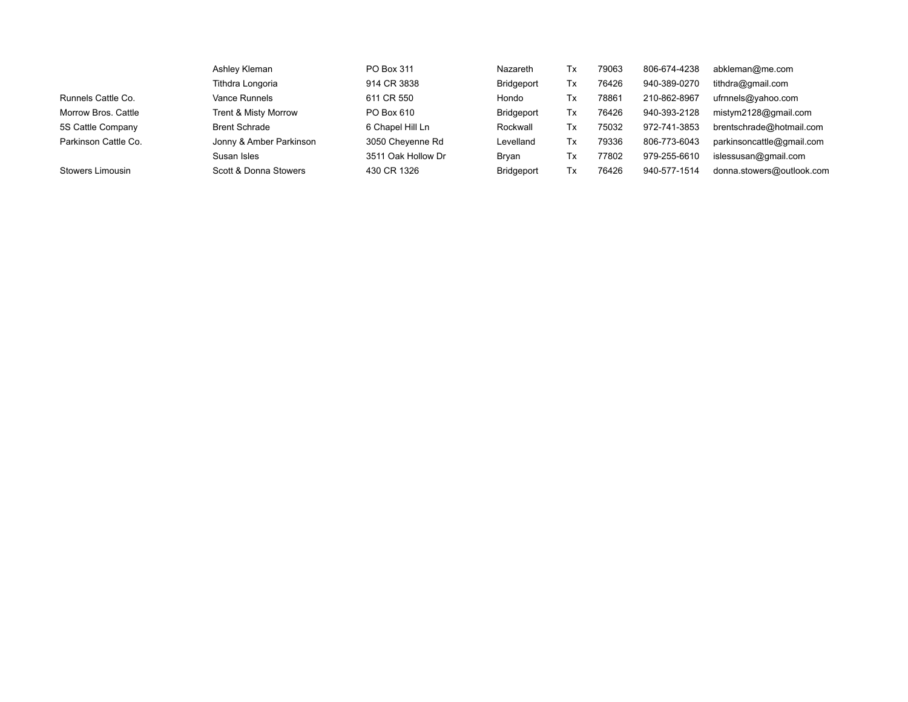| | | | | | | | |
|---|---|---|---|---|---|---|---|
| | Ashley Kleman | PO Box 311 | Nazareth | Tx | 79063 | 806-674-4238 | abkleman@me.com |
| | Tithdra Longoria | 914 CR 3838 | Bridgeport | Tx | 76426 | 940-389-0270 | tithdra@gmail.com |
| Runnels Cattle Co. | Vance Runnels | 611 CR 550 | Hondo | Tx | 78861 | 210-862-8967 | ufrnnels@yahoo.com |
| Morrow Bros. Cattle | Trent & Misty Morrow | PO Box 610 | Bridgeport | Tx | 76426 | 940-393-2128 | mistym2128@gmail.com |
| 5S Cattle Company | Brent Schrade | 6 Chapel Hill Ln | Rockwall | Tx | 75032 | 972-741-3853 | brentschrade@hotmail.com |
| Parkinson Cattle Co. | Jonny & Amber Parkinson | 3050 Cheyenne Rd | Levelland | Tx | 79336 | 806-773-6043 | parkinsoncattle@gmail.com |
| | Susan Isles | 3511 Oak Hollow Dr | Bryan | Tx | 77802 | 979-255-6610 | islessusan@gmail.com |
| Stowers Limousin | Scott & Donna Stowers | 430 CR 1326 | Bridgeport | Tx | 76426 | 940-577-1514 | donna.stowers@outlook.com |